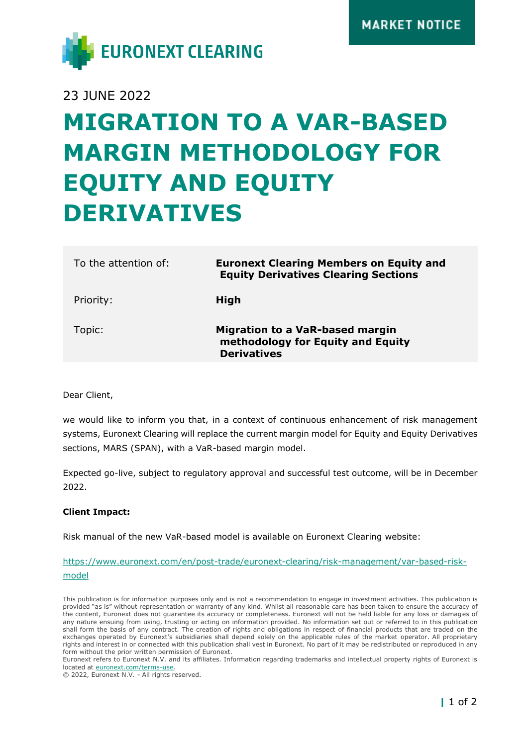EURONEXT CLEARING

MARKET NOTICE

23 JUNE 2022

# MIGRATION TO A VAR-BASED MARGIN METHODOLOGY FOR EQUITY AND EQUITY DERIVATIVES

| | |
|---|---|
| To the attention of: | **Euronext Clearing Members on Equity and Equity Derivatives Clearing Sections** |
| Priority: | **High** |
| Topic: | **Migration to a VaR-based margin methodology for Equity and Equity Derivatives** |

Dear Client,

we would like to inform you that, in a context of continuous enhancement of risk management systems, Euronext Clearing will replace the current margin model for Equity and Equity Derivatives sections, MARS (SPAN), with a VaR-based margin model.

Expected go-live, subject to regulatory approval and successful test outcome, will be in December 2022.

**Client Impact:**

Risk manual of the new VaR-based model is available on Euronext Clearing website:

[https://www.euronext.com/en/post-trade/euronext-clearing/risk-management/var-based-risk-model](https://www.euronext.com/en/post-trade/euronext-clearing/risk-management/var-based-risk-model)

This publication is for information purposes only and is not a recommendation to engage in investment activities. This publication is provided "as is" without representation or warranty of any kind. Whilst all reasonable care has been taken to ensure the accuracy of the content, Euronext does not guarantee its accuracy or completeness. Euronext will not be held liable for any loss or damages of any nature ensuing from using, trusting or acting on information provided. No information set out or referred to in this publication shall form the basis of any contract. The creation of rights and obligations in respect of financial products that are traded on the exchanges operated by Euronext's subsidiaries shall depend solely on the applicable rules of the market operator. All proprietary rights and interest in or connected with this publication shall vest in Euronext. No part of it may be redistributed or reproduced in any form without the prior written permission of Euronext.
Euronext refers to Euronext N.V. and its affiliates. Information regarding trademarks and intellectual property rights of Euronext is located at [euronext.com/terms-use](https://www.euronext.com/terms-use).
© 2022, Euronext N.V. - All rights reserved.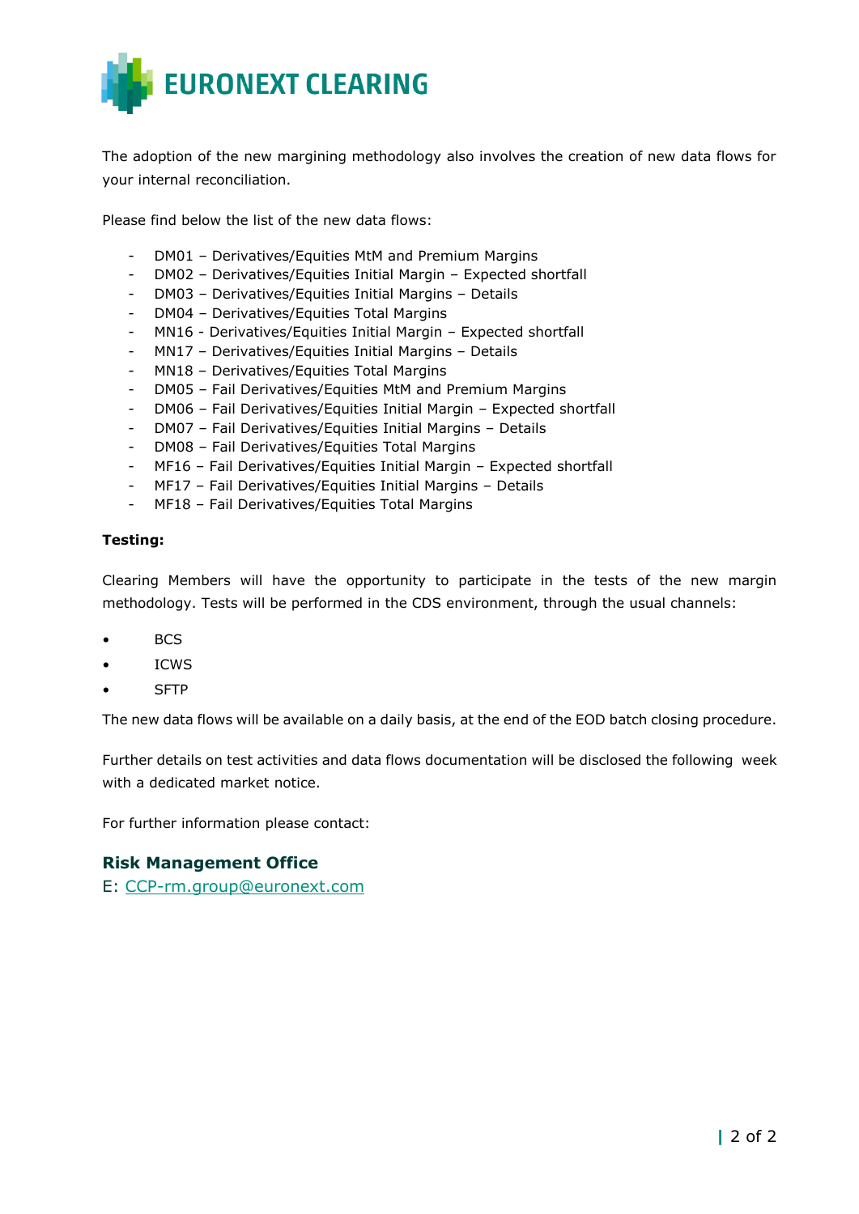The adoption of the new margining methodology also involves the creation of new data flows for your internal reconciliation.

Please find below the list of the new data flows:

- DM01 – Derivatives/Equities MtM and Premium Margins
- DM02 – Derivatives/Equities Initial Margin – Expected shortfall
- DM03 – Derivatives/Equities Initial Margins – Details
- DM04 – Derivatives/Equities Total Margins
- MN16 - Derivatives/Equities Initial Margin – Expected shortfall
- MN17 – Derivatives/Equities Initial Margins – Details
- MN18 – Derivatives/Equities Total Margins
- DM05 – Fail Derivatives/Equities MtM and Premium Margins
- DM06 – Fail Derivatives/Equities Initial Margin – Expected shortfall
- DM07 – Fail Derivatives/Equities Initial Margins – Details
- DM08 – Fail Derivatives/Equities Total Margins
- MF16 – Fail Derivatives/Equities Initial Margin – Expected shortfall
- MF17 – Fail Derivatives/Equities Initial Margins – Details
- MF18 – Fail Derivatives/Equities Total Margins

**Testing:**

Clearing Members will have the opportunity to participate in the tests of the new margin methodology. Tests will be performed in the CDS environment, through the usual channels:

- BCS
- ICWS
- SFTP

The new data flows will be available on a daily basis, at the end of the EOD batch closing procedure.

Further details on test activities and data flows documentation will be disclosed the following week with a dedicated market notice.

For further information please contact:

**Risk Management Office**

E: CCP-rm.group@euronext.com